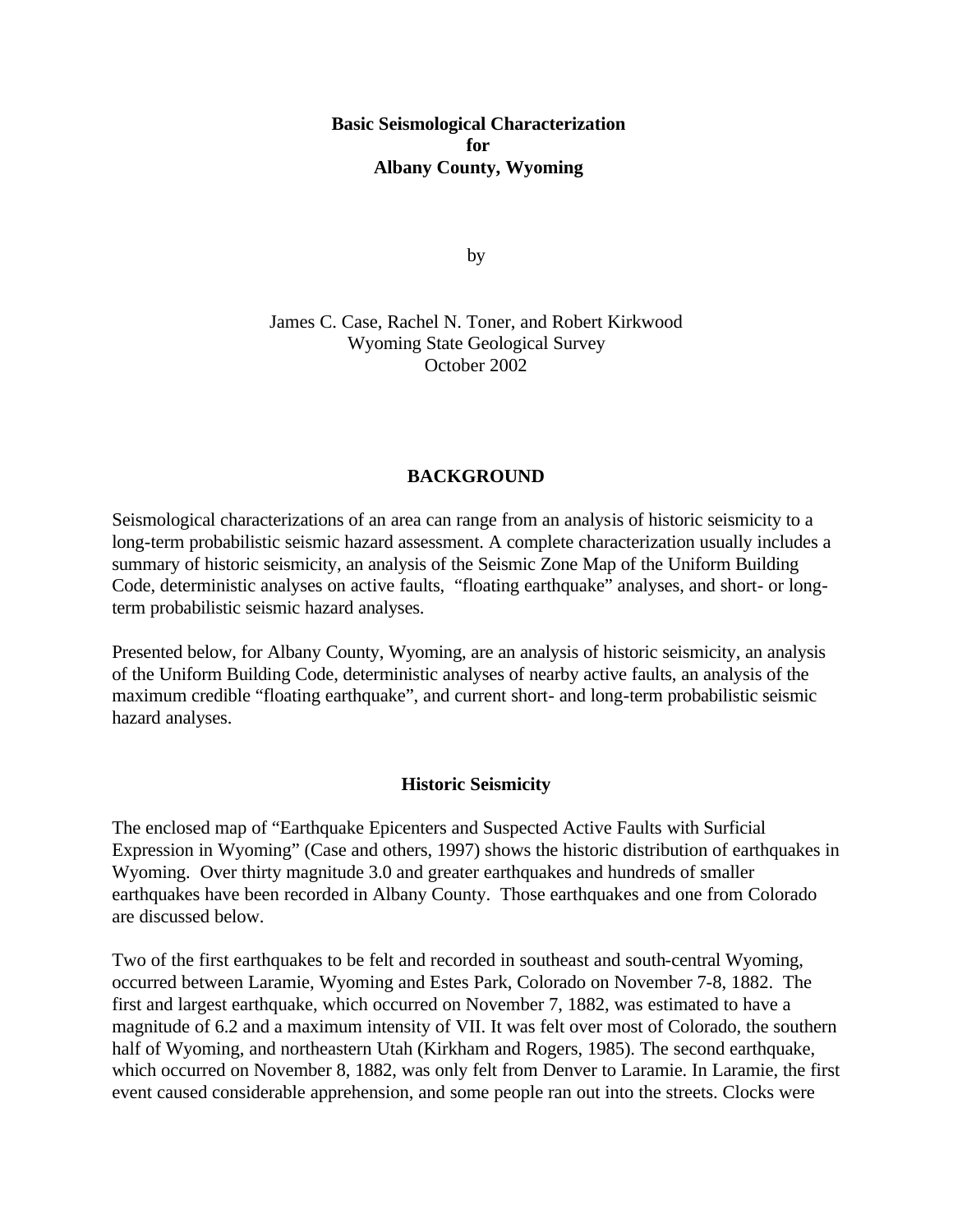# Basic Seismological Characterization for Albany County, Wyoming

by

James C. Case, Rachel N. Toner, and Robert Kirkwood
Wyoming State Geological Survey
October 2002

## BACKGROUND

Seismological characterizations of an area can range from an analysis of historic seismicity to a long-term probabilistic seismic hazard assessment. A complete characterization usually includes a summary of historic seismicity, an analysis of the Seismic Zone Map of the Uniform Building Code, deterministic analyses on active faults, "floating earthquake" analyses, and short- or long-term probabilistic seismic hazard analyses.

Presented below, for Albany County, Wyoming, are an analysis of historic seismicity, an analysis of the Uniform Building Code, deterministic analyses of nearby active faults, an analysis of the maximum credible "floating earthquake", and current short- and long-term probabilistic seismic hazard analyses.

### Historic Seismicity

The enclosed map of "Earthquake Epicenters and Suspected Active Faults with Surficial Expression in Wyoming" (Case and others, 1997) shows the historic distribution of earthquakes in Wyoming. Over thirty magnitude 3.0 and greater earthquakes and hundreds of smaller earthquakes have been recorded in Albany County. Those earthquakes and one from Colorado are discussed below.

Two of the first earthquakes to be felt and recorded in southeast and south-central Wyoming, occurred between Laramie, Wyoming and Estes Park, Colorado on November 7-8, 1882. The first and largest earthquake, which occurred on November 7, 1882, was estimated to have a magnitude of 6.2 and a maximum intensity of VII. It was felt over most of Colorado, the southern half of Wyoming, and northeastern Utah (Kirkham and Rogers, 1985). The second earthquake, which occurred on November 8, 1882, was only felt from Denver to Laramie. In Laramie, the first event caused considerable apprehension, and some people ran out into the streets. Clocks were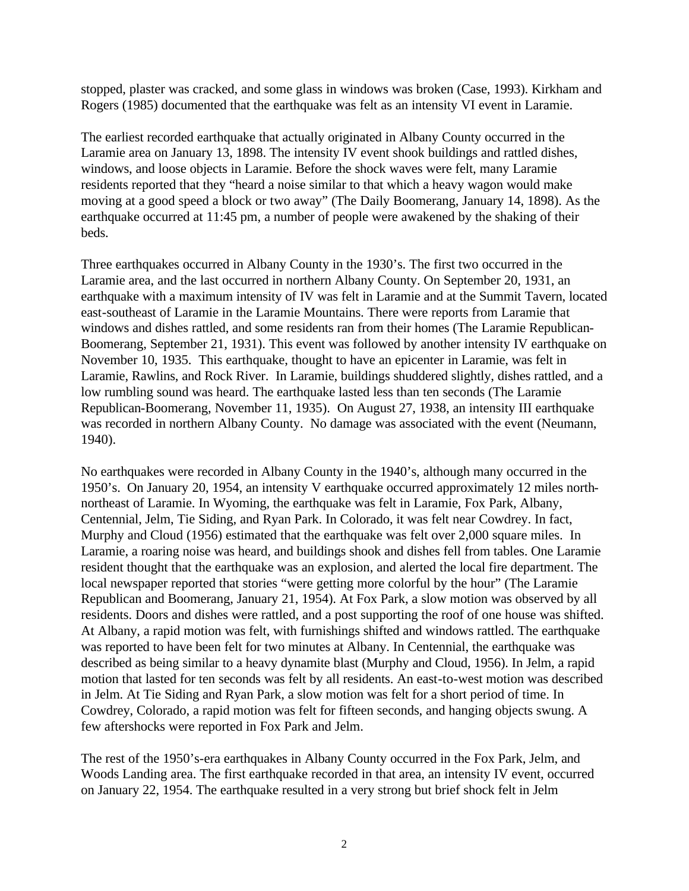stopped, plaster was cracked, and some glass in windows was broken (Case, 1993). Kirkham and Rogers (1985) documented that the earthquake was felt as an intensity VI event in Laramie.

The earliest recorded earthquake that actually originated in Albany County occurred in the Laramie area on January 13, 1898. The intensity IV event shook buildings and rattled dishes, windows, and loose objects in Laramie. Before the shock waves were felt, many Laramie residents reported that they "heard a noise similar to that which a heavy wagon would make moving at a good speed a block or two away" (The Daily Boomerang, January 14, 1898). As the earthquake occurred at 11:45 pm, a number of people were awakened by the shaking of their beds.

Three earthquakes occurred in Albany County in the 1930's. The first two occurred in the Laramie area, and the last occurred in northern Albany County. On September 20, 1931, an earthquake with a maximum intensity of IV was felt in Laramie and at the Summit Tavern, located east-southeast of Laramie in the Laramie Mountains. There were reports from Laramie that windows and dishes rattled, and some residents ran from their homes (The Laramie Republican-Boomerang, September 21, 1931). This event was followed by another intensity IV earthquake on November 10, 1935. This earthquake, thought to have an epicenter in Laramie, was felt in Laramie, Rawlins, and Rock River. In Laramie, buildings shuddered slightly, dishes rattled, and a low rumbling sound was heard. The earthquake lasted less than ten seconds (The Laramie Republican-Boomerang, November 11, 1935). On August 27, 1938, an intensity III earthquake was recorded in northern Albany County. No damage was associated with the event (Neumann, 1940).

No earthquakes were recorded in Albany County in the 1940's, although many occurred in the 1950's. On January 20, 1954, an intensity V earthquake occurred approximately 12 miles north-northeast of Laramie. In Wyoming, the earthquake was felt in Laramie, Fox Park, Albany, Centennial, Jelm, Tie Siding, and Ryan Park. In Colorado, it was felt near Cowdrey. In fact, Murphy and Cloud (1956) estimated that the earthquake was felt over 2,000 square miles. In Laramie, a roaring noise was heard, and buildings shook and dishes fell from tables. One Laramie resident thought that the earthquake was an explosion, and alerted the local fire department. The local newspaper reported that stories "were getting more colorful by the hour" (The Laramie Republican and Boomerang, January 21, 1954). At Fox Park, a slow motion was observed by all residents. Doors and dishes were rattled, and a post supporting the roof of one house was shifted. At Albany, a rapid motion was felt, with furnishings shifted and windows rattled. The earthquake was reported to have been felt for two minutes at Albany. In Centennial, the earthquake was described as being similar to a heavy dynamite blast (Murphy and Cloud, 1956). In Jelm, a rapid motion that lasted for ten seconds was felt by all residents. An east-to-west motion was described in Jelm. At Tie Siding and Ryan Park, a slow motion was felt for a short period of time. In Cowdrey, Colorado, a rapid motion was felt for fifteen seconds, and hanging objects swung. A few aftershocks were reported in Fox Park and Jelm.

The rest of the 1950's-era earthquakes in Albany County occurred in the Fox Park, Jelm, and Woods Landing area. The first earthquake recorded in that area, an intensity IV event, occurred on January 22, 1954. The earthquake resulted in a very strong but brief shock felt in Jelm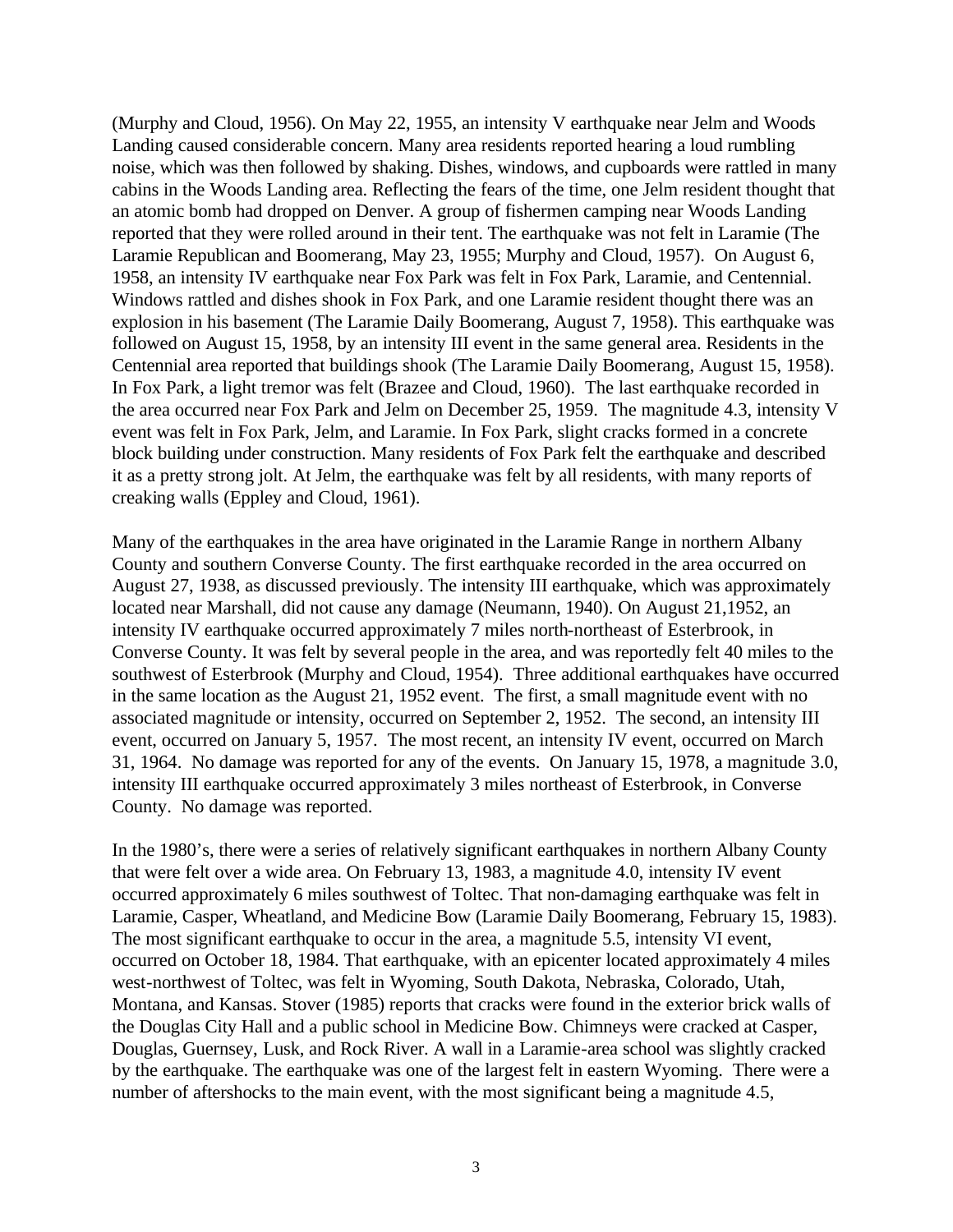(Murphy and Cloud, 1956). On May 22, 1955, an intensity V earthquake near Jelm and Woods Landing caused considerable concern. Many area residents reported hearing a loud rumbling noise, which was then followed by shaking. Dishes, windows, and cupboards were rattled in many cabins in the Woods Landing area. Reflecting the fears of the time, one Jelm resident thought that an atomic bomb had dropped on Denver. A group of fishermen camping near Woods Landing reported that they were rolled around in their tent. The earthquake was not felt in Laramie (The Laramie Republican and Boomerang, May 23, 1955; Murphy and Cloud, 1957). On August 6, 1958, an intensity IV earthquake near Fox Park was felt in Fox Park, Laramie, and Centennial. Windows rattled and dishes shook in Fox Park, and one Laramie resident thought there was an explosion in his basement (The Laramie Daily Boomerang, August 7, 1958). This earthquake was followed on August 15, 1958, by an intensity III event in the same general area. Residents in the Centennial area reported that buildings shook (The Laramie Daily Boomerang, August 15, 1958). In Fox Park, a light tremor was felt (Brazee and Cloud, 1960). The last earthquake recorded in the area occurred near Fox Park and Jelm on December 25, 1959. The magnitude 4.3, intensity V event was felt in Fox Park, Jelm, and Laramie. In Fox Park, slight cracks formed in a concrete block building under construction. Many residents of Fox Park felt the earthquake and described it as a pretty strong jolt. At Jelm, the earthquake was felt by all residents, with many reports of creaking walls (Eppley and Cloud, 1961).

Many of the earthquakes in the area have originated in the Laramie Range in northern Albany County and southern Converse County. The first earthquake recorded in the area occurred on August 27, 1938, as discussed previously. The intensity III earthquake, which was approximately located near Marshall, did not cause any damage (Neumann, 1940). On August 21,1952, an intensity IV earthquake occurred approximately 7 miles north-northeast of Esterbrook, in Converse County. It was felt by several people in the area, and was reportedly felt 40 miles to the southwest of Esterbrook (Murphy and Cloud, 1954). Three additional earthquakes have occurred in the same location as the August 21, 1952 event. The first, a small magnitude event with no associated magnitude or intensity, occurred on September 2, 1952. The second, an intensity III event, occurred on January 5, 1957. The most recent, an intensity IV event, occurred on March 31, 1964. No damage was reported for any of the events. On January 15, 1978, a magnitude 3.0, intensity III earthquake occurred approximately 3 miles northeast of Esterbrook, in Converse County. No damage was reported.

In the 1980's, there were a series of relatively significant earthquakes in northern Albany County that were felt over a wide area. On February 13, 1983, a magnitude 4.0, intensity IV event occurred approximately 6 miles southwest of Toltec. That non-damaging earthquake was felt in Laramie, Casper, Wheatland, and Medicine Bow (Laramie Daily Boomerang, February 15, 1983). The most significant earthquake to occur in the area, a magnitude 5.5, intensity VI event, occurred on October 18, 1984. That earthquake, with an epicenter located approximately 4 miles west-northwest of Toltec, was felt in Wyoming, South Dakota, Nebraska, Colorado, Utah, Montana, and Kansas. Stover (1985) reports that cracks were found in the exterior brick walls of the Douglas City Hall and a public school in Medicine Bow. Chimneys were cracked at Casper, Douglas, Guernsey, Lusk, and Rock River. A wall in a Laramie-area school was slightly cracked by the earthquake. The earthquake was one of the largest felt in eastern Wyoming. There were a number of aftershocks to the main event, with the most significant being a magnitude 4.5,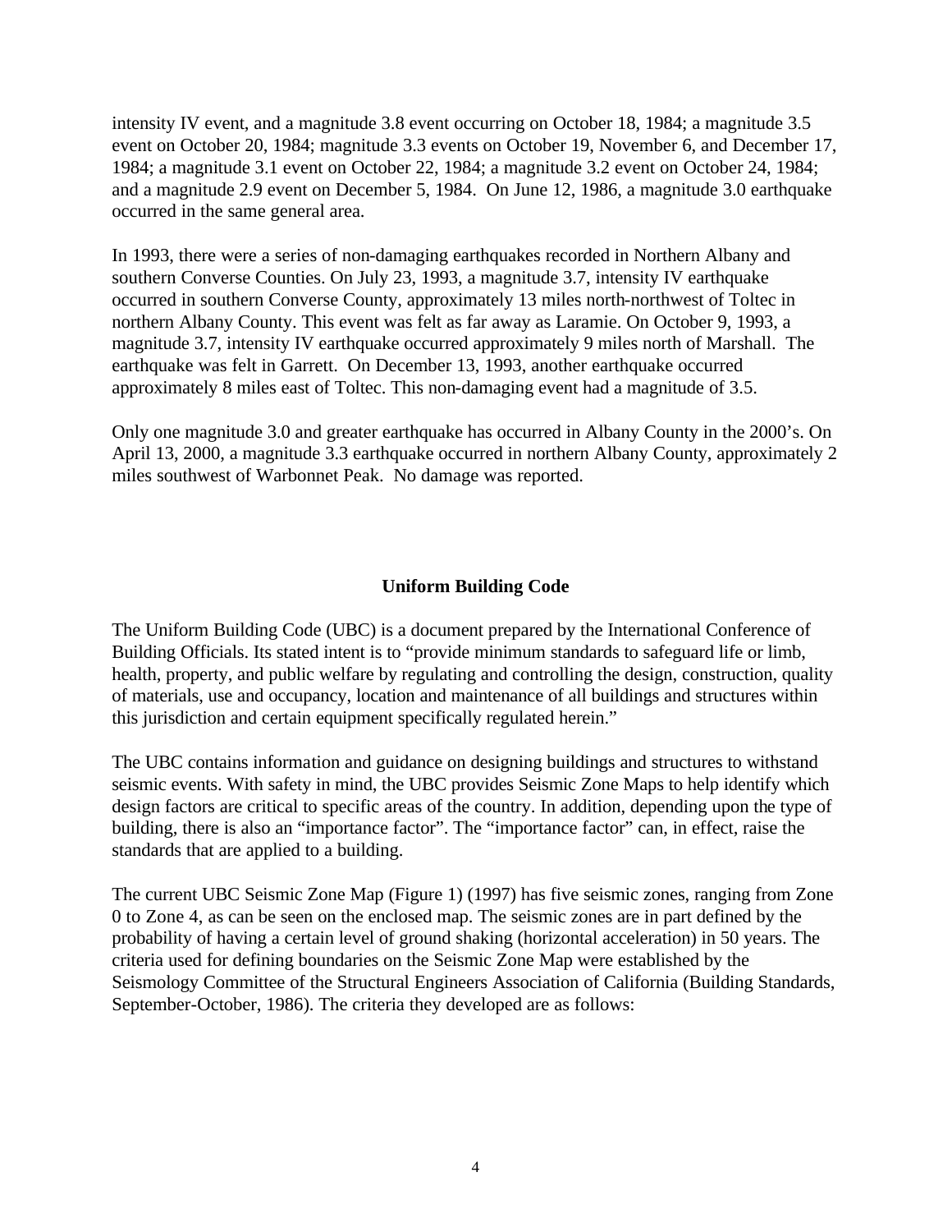intensity IV event, and a magnitude 3.8 event occurring on October 18, 1984; a magnitude 3.5 event on October 20, 1984; magnitude 3.3 events on October 19, November 6, and December 17, 1984; a magnitude 3.1 event on October 22, 1984; a magnitude 3.2 event on October 24, 1984; and a magnitude 2.9 event on December 5, 1984. On June 12, 1986, a magnitude 3.0 earthquake occurred in the same general area.

In 1993, there were a series of non-damaging earthquakes recorded in Northern Albany and southern Converse Counties. On July 23, 1993, a magnitude 3.7, intensity IV earthquake occurred in southern Converse County, approximately 13 miles north-northwest of Toltec in northern Albany County. This event was felt as far away as Laramie. On October 9, 1993, a magnitude 3.7, intensity IV earthquake occurred approximately 9 miles north of Marshall. The earthquake was felt in Garrett. On December 13, 1993, another earthquake occurred approximately 8 miles east of Toltec. This non-damaging event had a magnitude of 3.5.

Only one magnitude 3.0 and greater earthquake has occurred in Albany County in the 2000's. On April 13, 2000, a magnitude 3.3 earthquake occurred in northern Albany County, approximately 2 miles southwest of Warbonnet Peak. No damage was reported.

## Uniform Building Code

The Uniform Building Code (UBC) is a document prepared by the International Conference of Building Officials. Its stated intent is to "provide minimum standards to safeguard life or limb, health, property, and public welfare by regulating and controlling the design, construction, quality of materials, use and occupancy, location and maintenance of all buildings and structures within this jurisdiction and certain equipment specifically regulated herein."

The UBC contains information and guidance on designing buildings and structures to withstand seismic events. With safety in mind, the UBC provides Seismic Zone Maps to help identify which design factors are critical to specific areas of the country. In addition, depending upon the type of building, there is also an "importance factor". The "importance factor" can, in effect, raise the standards that are applied to a building.

The current UBC Seismic Zone Map (Figure 1) (1997) has five seismic zones, ranging from Zone 0 to Zone 4, as can be seen on the enclosed map. The seismic zones are in part defined by the probability of having a certain level of ground shaking (horizontal acceleration) in 50 years. The criteria used for defining boundaries on the Seismic Zone Map were established by the Seismology Committee of the Structural Engineers Association of California (Building Standards, September-October, 1986). The criteria they developed are as follows: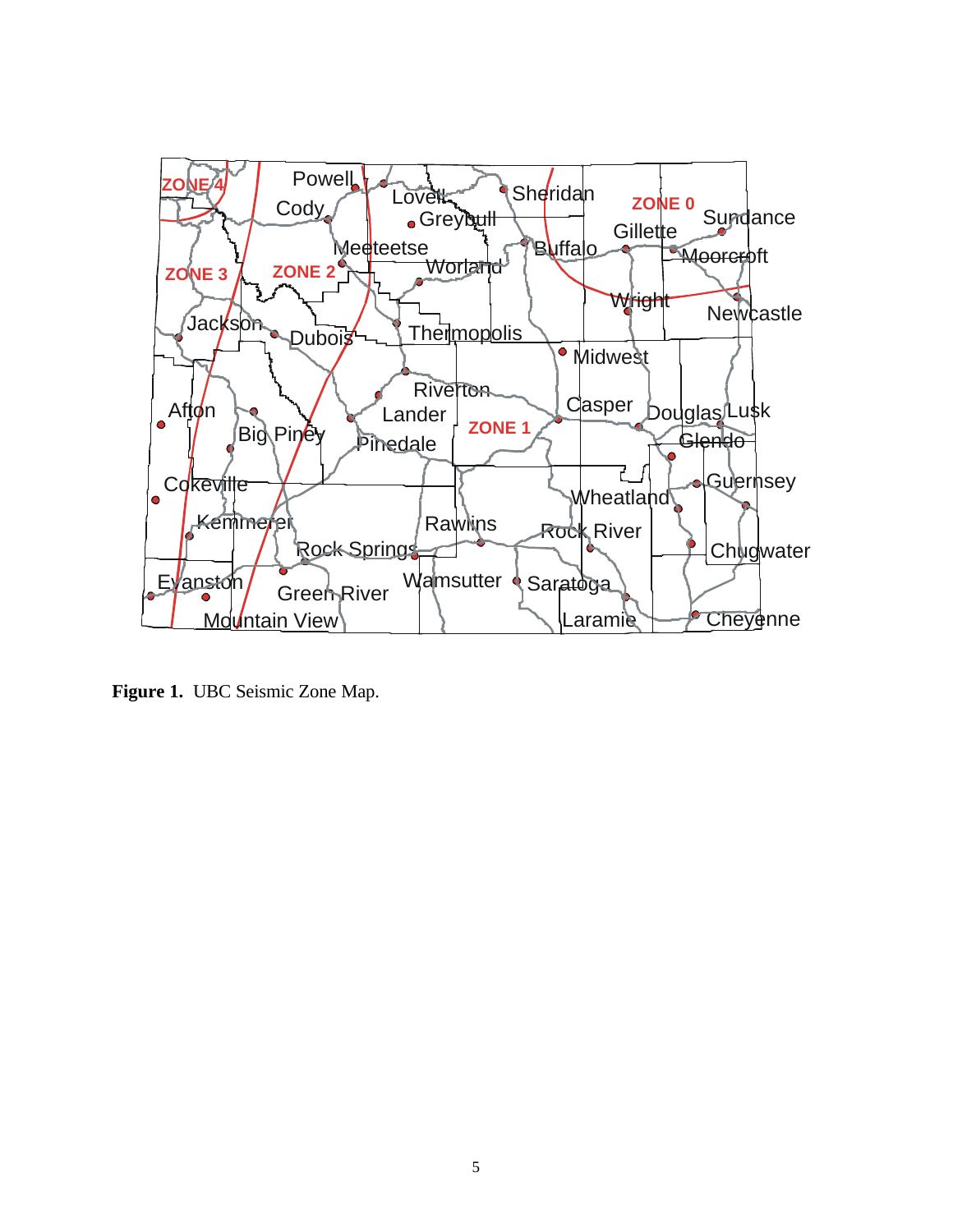**Figure 1.** UBC Seismic Zone Map.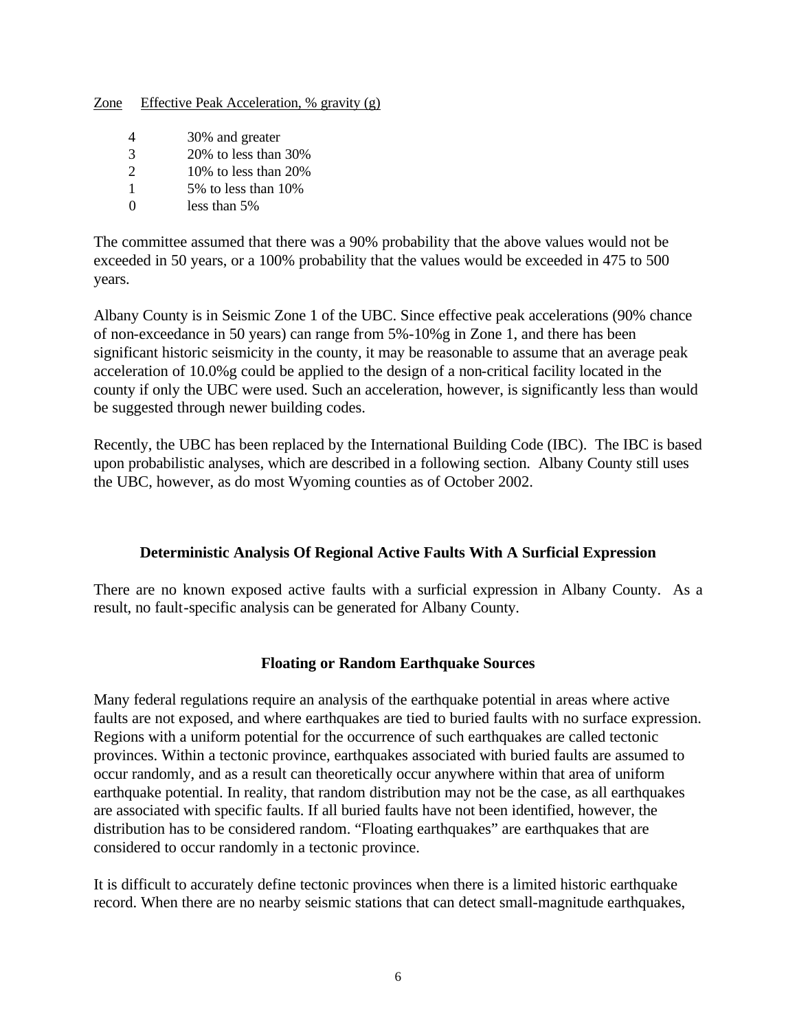| Zone | Effective Peak Acceleration, % gravity (g) |
| --- | --- |
| 4 | 30% and greater |
| 3 | 20% to less than 30% |
| 2 | 10% to less than 20% |
| 1 | 5% to less than 10% |
| 0 | less than 5% |

The committee assumed that there was a 90% probability that the above values would not be exceeded in 50 years, or a 100% probability that the values would be exceeded in 475 to 500 years.

Albany County is in Seismic Zone 1 of the UBC. Since effective peak accelerations (90% chance of non-exceedance in 50 years) can range from 5%-10%g in Zone 1, and there has been significant historic seismicity in the county, it may be reasonable to assume that an average peak acceleration of 10.0%g could be applied to the design of a non-critical facility located in the county if only the UBC were used. Such an acceleration, however, is significantly less than would be suggested through newer building codes.

Recently, the UBC has been replaced by the International Building Code (IBC). The IBC is based upon probabilistic analyses, which are described in a following section. Albany County still uses the UBC, however, as do most Wyoming counties as of October 2002.

## Deterministic Analysis Of Regional Active Faults With A Surficial Expression

There are no known exposed active faults with a surficial expression in Albany County. As a result, no fault-specific analysis can be generated for Albany County.

## Floating or Random Earthquake Sources

Many federal regulations require an analysis of the earthquake potential in areas where active faults are not exposed, and where earthquakes are tied to buried faults with no surface expression. Regions with a uniform potential for the occurrence of such earthquakes are called tectonic provinces. Within a tectonic province, earthquakes associated with buried faults are assumed to occur randomly, and as a result can theoretically occur anywhere within that area of uniform earthquake potential. In reality, that random distribution may not be the case, as all earthquakes are associated with specific faults. If all buried faults have not been identified, however, the distribution has to be considered random. "Floating earthquakes" are earthquakes that are considered to occur randomly in a tectonic province.

It is difficult to accurately define tectonic provinces when there is a limited historic earthquake record. When there are no nearby seismic stations that can detect small-magnitude earthquakes,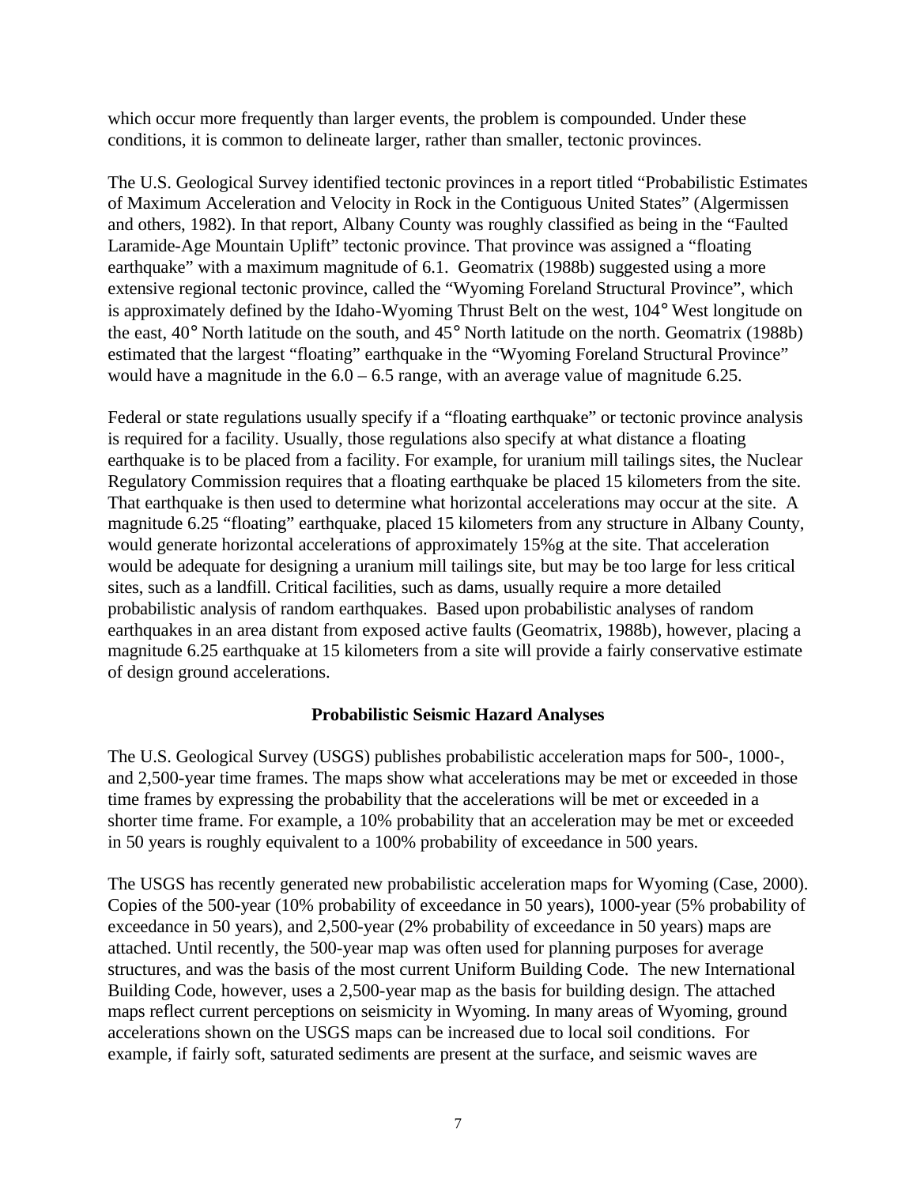which occur more frequently than larger events, the problem is compounded. Under these conditions, it is common to delineate larger, rather than smaller, tectonic provinces.

The U.S. Geological Survey identified tectonic provinces in a report titled "Probabilistic Estimates of Maximum Acceleration and Velocity in Rock in the Contiguous United States" (Algermissen and others, 1982). In that report, Albany County was roughly classified as being in the "Faulted Laramide-Age Mountain Uplift" tectonic province. That province was assigned a "floating earthquake" with a maximum magnitude of 6.1. Geomatrix (1988b) suggested using a more extensive regional tectonic province, called the "Wyoming Foreland Structural Province", which is approximately defined by the Idaho-Wyoming Thrust Belt on the west, 104° West longitude on the east, 40° North latitude on the south, and 45° North latitude on the north. Geomatrix (1988b) estimated that the largest "floating" earthquake in the "Wyoming Foreland Structural Province" would have a magnitude in the 6.0 – 6.5 range, with an average value of magnitude 6.25.

Federal or state regulations usually specify if a "floating earthquake" or tectonic province analysis is required for a facility. Usually, those regulations also specify at what distance a floating earthquake is to be placed from a facility. For example, for uranium mill tailings sites, the Nuclear Regulatory Commission requires that a floating earthquake be placed 15 kilometers from the site. That earthquake is then used to determine what horizontal accelerations may occur at the site. A magnitude 6.25 "floating" earthquake, placed 15 kilometers from any structure in Albany County, would generate horizontal accelerations of approximately 15%g at the site. That acceleration would be adequate for designing a uranium mill tailings site, but may be too large for less critical sites, such as a landfill. Critical facilities, such as dams, usually require a more detailed probabilistic analysis of random earthquakes. Based upon probabilistic analyses of random earthquakes in an area distant from exposed active faults (Geomatrix, 1988b), however, placing a magnitude 6.25 earthquake at 15 kilometers from a site will provide a fairly conservative estimate of design ground accelerations.

## Probabilistic Seismic Hazard Analyses

The U.S. Geological Survey (USGS) publishes probabilistic acceleration maps for 500-, 1000-, and 2,500-year time frames. The maps show what accelerations may be met or exceeded in those time frames by expressing the probability that the accelerations will be met or exceeded in a shorter time frame. For example, a 10% probability that an acceleration may be met or exceeded in 50 years is roughly equivalent to a 100% probability of exceedance in 500 years.

The USGS has recently generated new probabilistic acceleration maps for Wyoming (Case, 2000). Copies of the 500-year (10% probability of exceedance in 50 years), 1000-year (5% probability of exceedance in 50 years), and 2,500-year (2% probability of exceedance in 50 years) maps are attached. Until recently, the 500-year map was often used for planning purposes for average structures, and was the basis of the most current Uniform Building Code. The new International Building Code, however, uses a 2,500-year map as the basis for building design. The attached maps reflect current perceptions on seismicity in Wyoming. In many areas of Wyoming, ground accelerations shown on the USGS maps can be increased due to local soil conditions. For example, if fairly soft, saturated sediments are present at the surface, and seismic waves are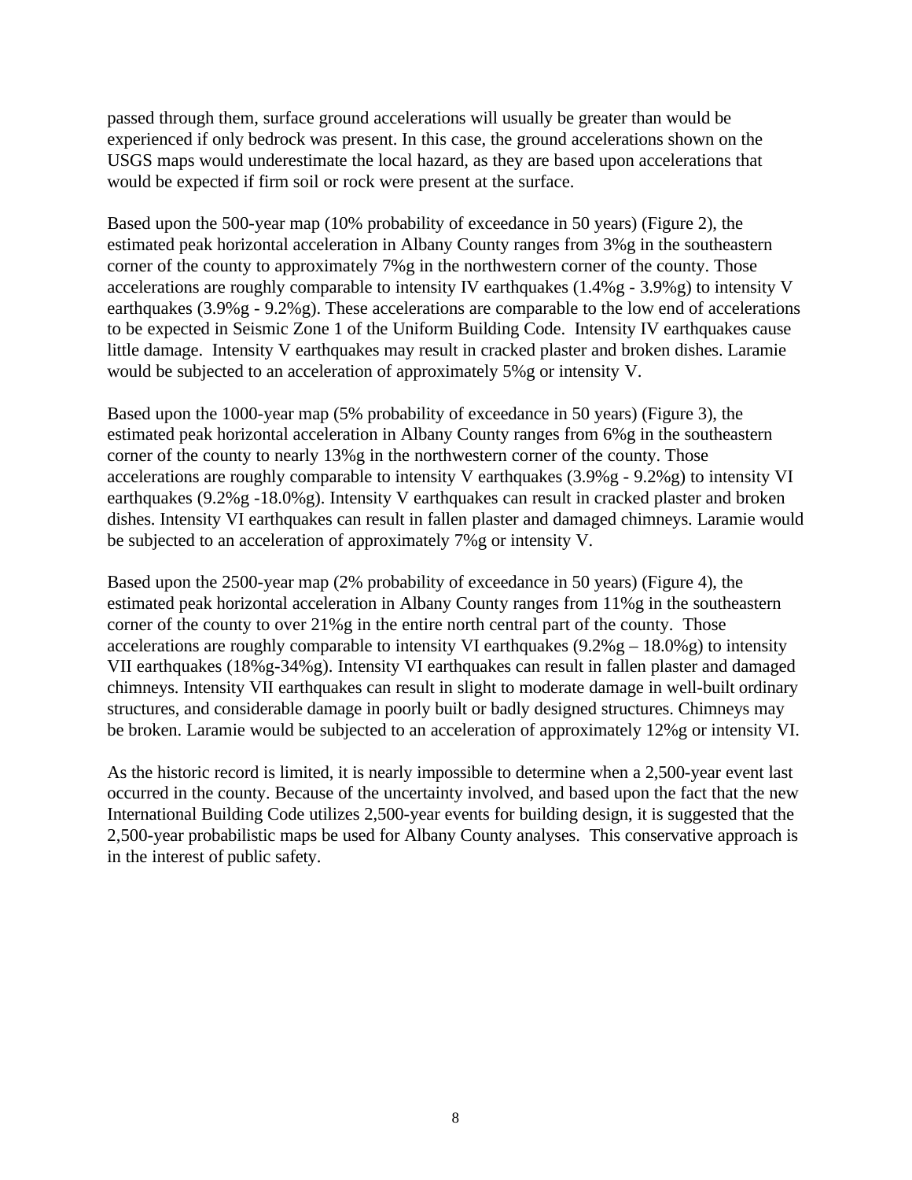passed through them, surface ground accelerations will usually be greater than would be experienced if only bedrock was present. In this case, the ground accelerations shown on the USGS maps would underestimate the local hazard, as they are based upon accelerations that would be expected if firm soil or rock were present at the surface.

Based upon the 500-year map (10% probability of exceedance in 50 years) (Figure 2), the estimated peak horizontal acceleration in Albany County ranges from 3%g in the southeastern corner of the county to approximately 7%g in the northwestern corner of the county. Those accelerations are roughly comparable to intensity IV earthquakes (1.4%g - 3.9%g) to intensity V earthquakes (3.9%g - 9.2%g). These accelerations are comparable to the low end of accelerations to be expected in Seismic Zone 1 of the Uniform Building Code. Intensity IV earthquakes cause little damage. Intensity V earthquakes may result in cracked plaster and broken dishes. Laramie would be subjected to an acceleration of approximately 5%g or intensity V.

Based upon the 1000-year map (5% probability of exceedance in 50 years) (Figure 3), the estimated peak horizontal acceleration in Albany County ranges from 6%g in the southeastern corner of the county to nearly 13%g in the northwestern corner of the county. Those accelerations are roughly comparable to intensity V earthquakes (3.9%g - 9.2%g) to intensity VI earthquakes (9.2%g -18.0%g). Intensity V earthquakes can result in cracked plaster and broken dishes. Intensity VI earthquakes can result in fallen plaster and damaged chimneys. Laramie would be subjected to an acceleration of approximately 7%g or intensity V.

Based upon the 2500-year map (2% probability of exceedance in 50 years) (Figure 4), the estimated peak horizontal acceleration in Albany County ranges from 11%g in the southeastern corner of the county to over 21%g in the entire north central part of the county. Those accelerations are roughly comparable to intensity VI earthquakes (9.2%g – 18.0%g) to intensity VII earthquakes (18%g-34%g). Intensity VI earthquakes can result in fallen plaster and damaged chimneys. Intensity VII earthquakes can result in slight to moderate damage in well-built ordinary structures, and considerable damage in poorly built or badly designed structures. Chimneys may be broken. Laramie would be subjected to an acceleration of approximately 12%g or intensity VI.

As the historic record is limited, it is nearly impossible to determine when a 2,500-year event last occurred in the county. Because of the uncertainty involved, and based upon the fact that the new International Building Code utilizes 2,500-year events for building design, it is suggested that the 2,500-year probabilistic maps be used for Albany County analyses. This conservative approach is in the interest of public safety.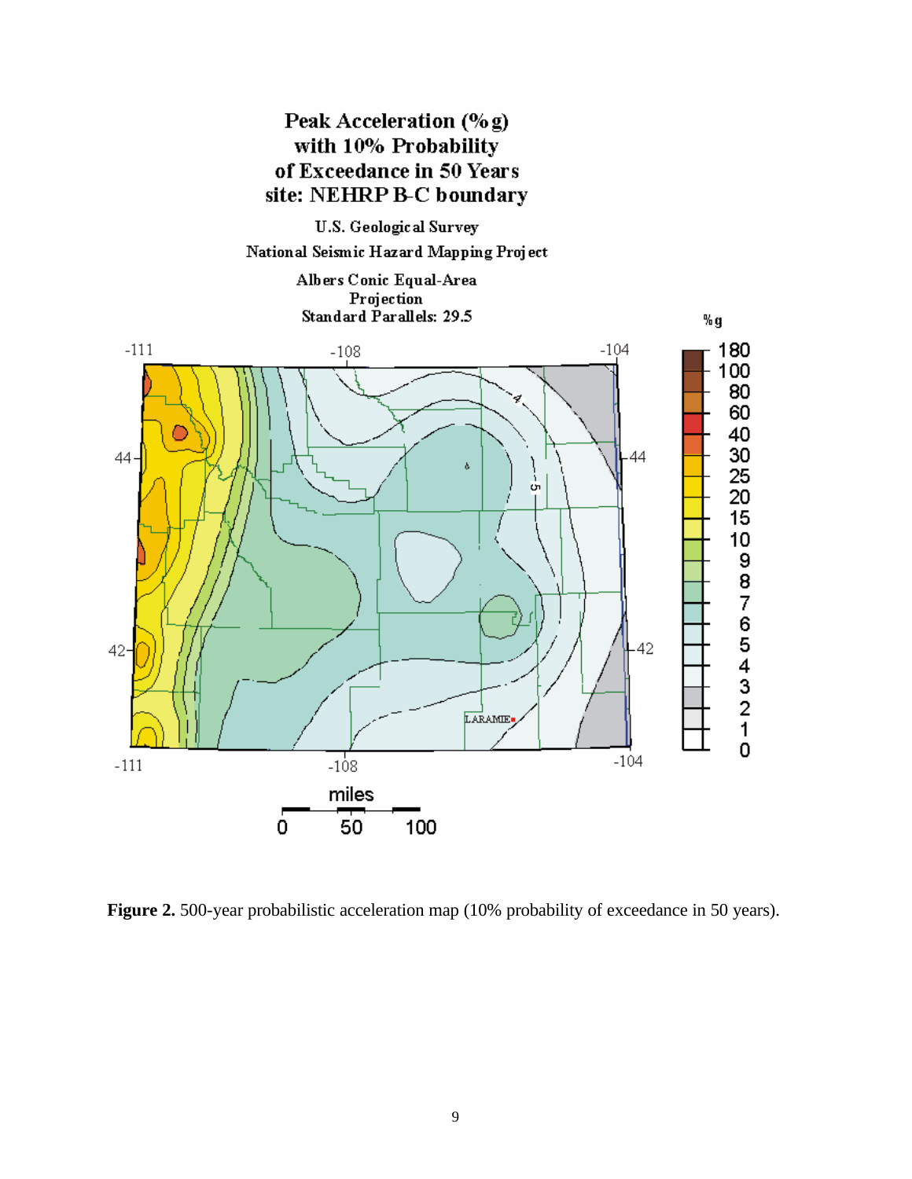Peak Acceleration (%g) with 10% Probability of Exceedance in 50 Years
site: NEHRP B-C boundary

U.S. Geological Survey
National Seismic Hazard Mapping Project

Albers Conic Equal-Area Projection
Standard Parallels: 29.5

**Figure 2.** 500-year probabilistic acceleration map (10% probability of exceedance in 50 years).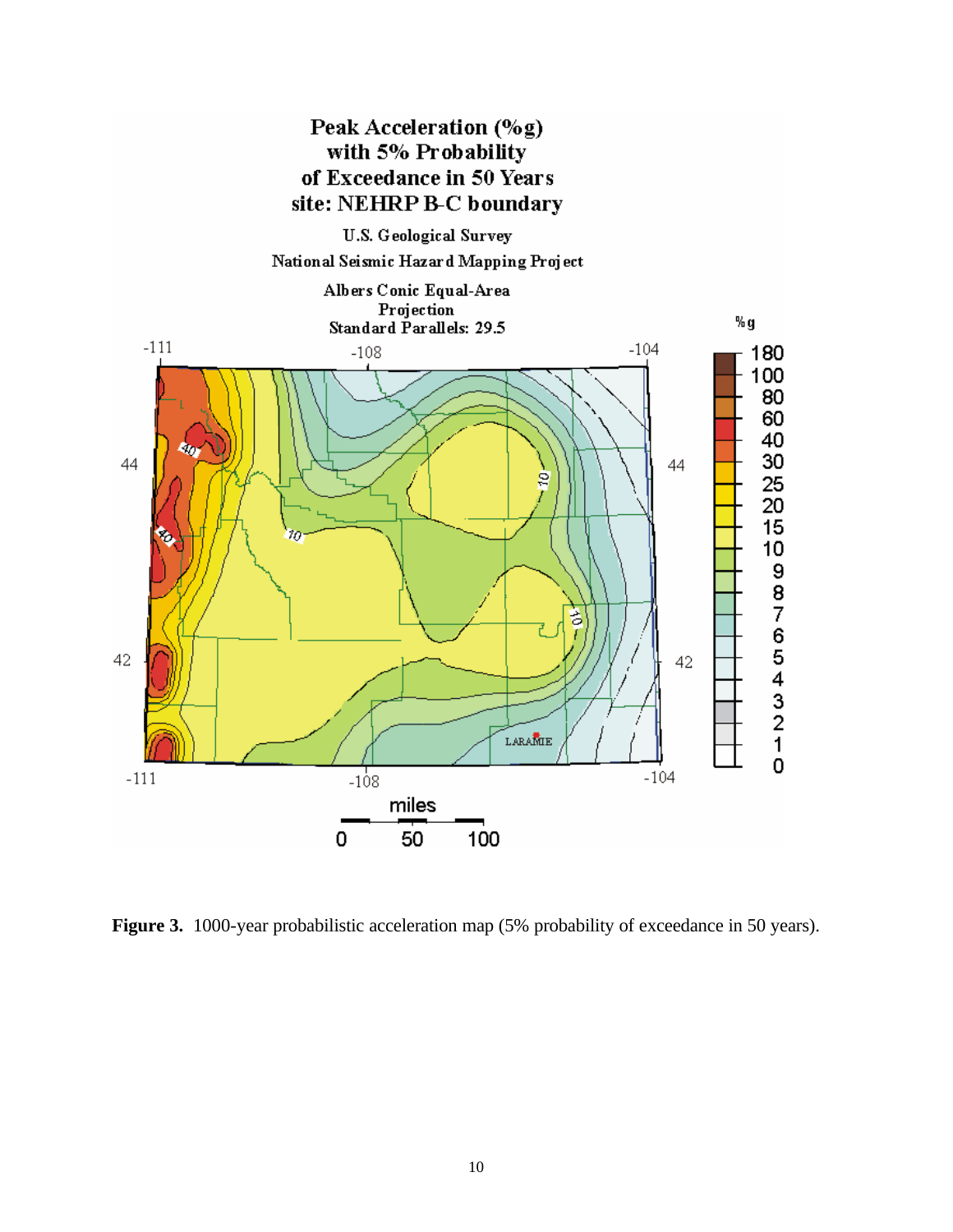Peak Acceleration (%g)
with 5% Probability
of Exceedance in 50 Years
site: NEHRP B-C boundary

U.S. Geological Survey
National Seismic Hazard Mapping Project

Albers Conic Equal-Area
Projection
Standard Parallels: 29.5

**Figure 3.** 1000-year probabilistic acceleration map (5% probability of exceedance in 50 years).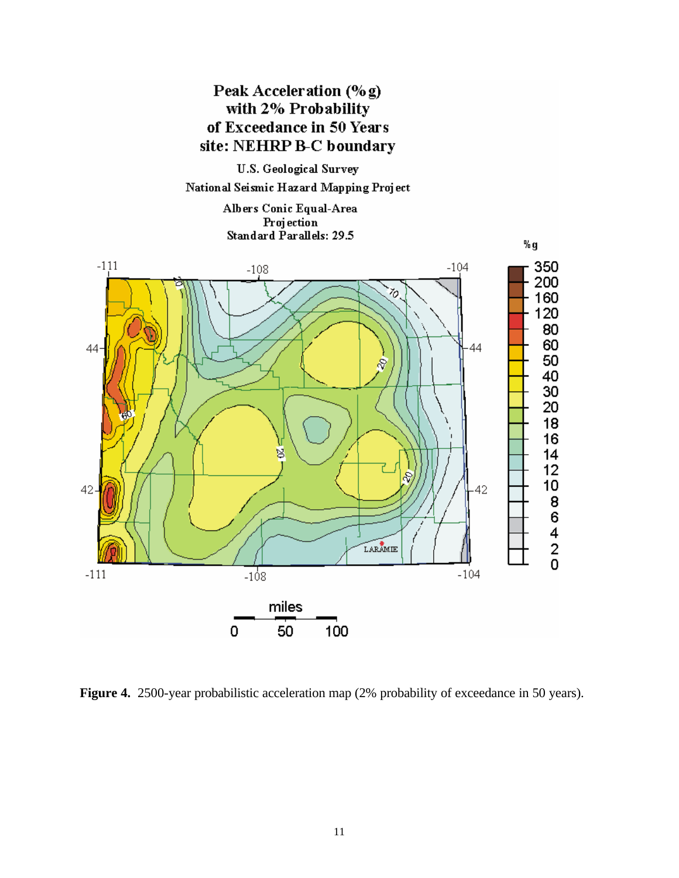**Figure 4.** 2500-year probabilistic acceleration map (2% probability of exceedance in 50 years).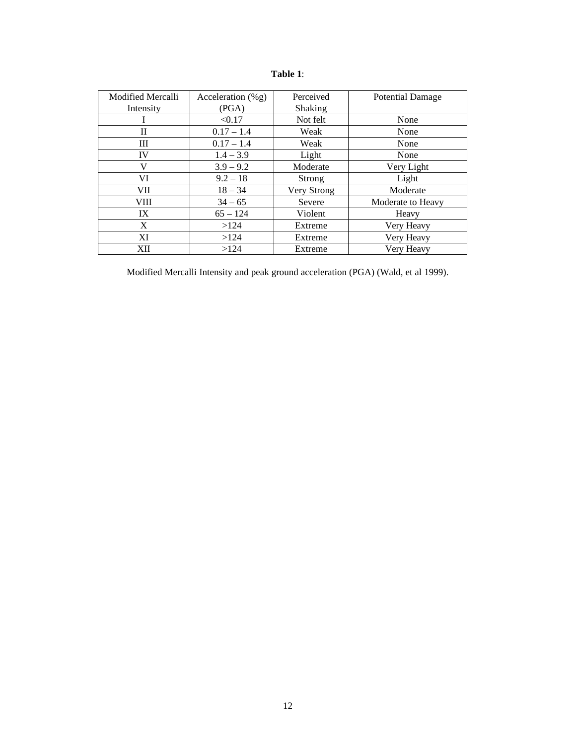**Table 1**:

| Modified Mercalli Intensity | Acceleration (%g) (PGA) | Perceived Shaking | Potential Damage |
|---|---|---|---|
| I | <0.17 | Not felt | None |
| II | 0.17 – 1.4 | Weak | None |
| III | 0.17 – 1.4 | Weak | None |
| IV | 1.4 – 3.9 | Light | None |
| V | 3.9 – 9.2 | Moderate | Very Light |
| VI | 9.2 – 18 | Strong | Light |
| VII | 18 – 34 | Very Strong | Moderate |
| VIII | 34 – 65 | Severe | Moderate to Heavy |
| IX | 65 – 124 | Violent | Heavy |
| X | >124 | Extreme | Very Heavy |
| XI | >124 | Extreme | Very Heavy |
| XII | >124 | Extreme | Very Heavy |

Modified Mercalli Intensity and peak ground acceleration (PGA) (Wald, et al 1999).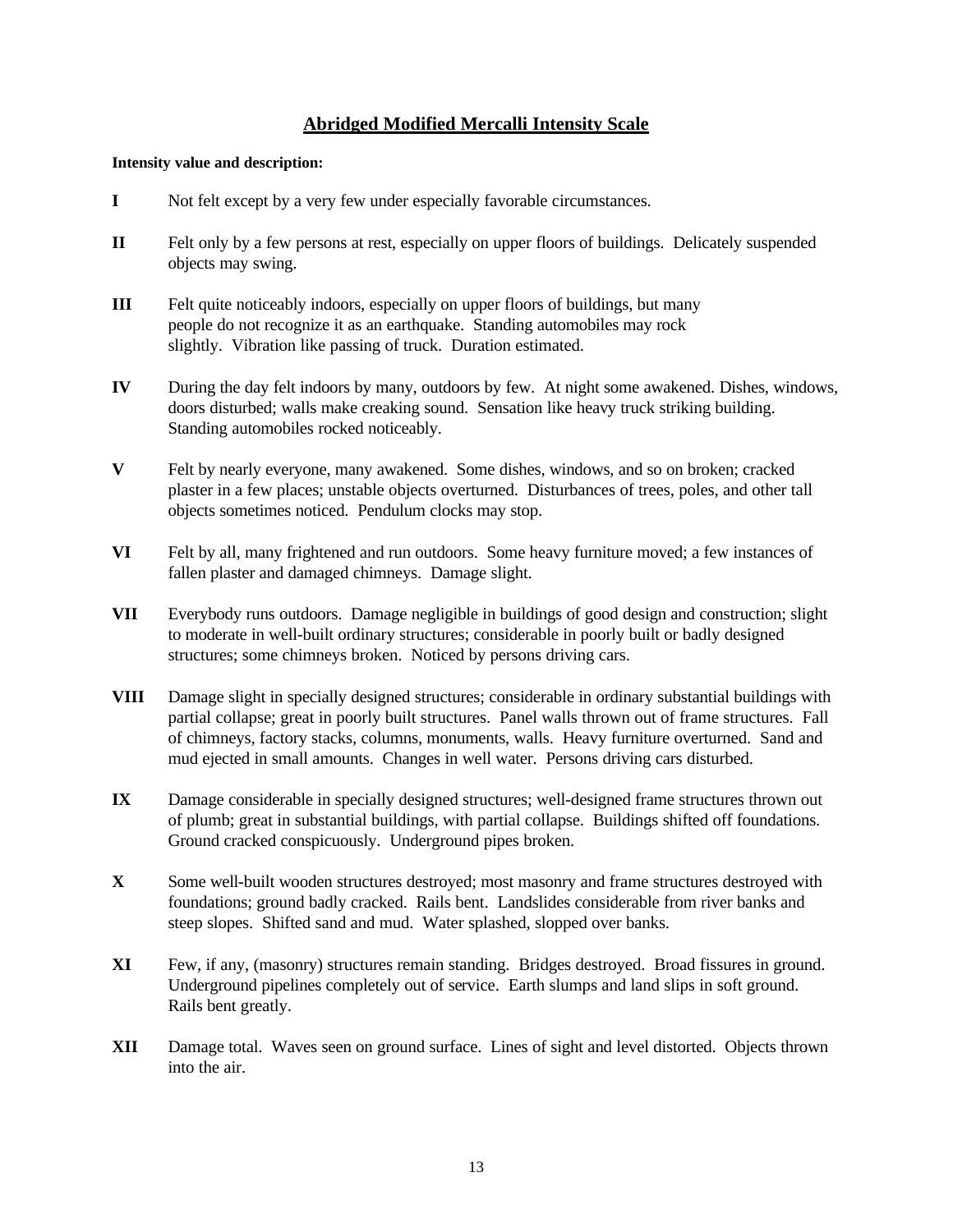# Abridged Modified Mercalli Intensity Scale

**Intensity value and description:**

**I** Not felt except by a very few under especially favorable circumstances.

**II** Felt only by a few persons at rest, especially on upper floors of buildings. Delicately suspended objects may swing.

**III** Felt quite noticeably indoors, especially on upper floors of buildings, but many people do not recognize it as an earthquake. Standing automobiles may rock slightly. Vibration like passing of truck. Duration estimated.

**IV** During the day felt indoors by many, outdoors by few. At night some awakened. Dishes, windows, doors disturbed; walls make creaking sound. Sensation like heavy truck striking building. Standing automobiles rocked noticeably.

**V** Felt by nearly everyone, many awakened. Some dishes, windows, and so on broken; cracked plaster in a few places; unstable objects overturned. Disturbances of trees, poles, and other tall objects sometimes noticed. Pendulum clocks may stop.

**VI** Felt by all, many frightened and run outdoors. Some heavy furniture moved; a few instances of fallen plaster and damaged chimneys. Damage slight.

**VII** Everybody runs outdoors. Damage negligible in buildings of good design and construction; slight to moderate in well-built ordinary structures; considerable in poorly built or badly designed structures; some chimneys broken. Noticed by persons driving cars.

**VIII** Damage slight in specially designed structures; considerable in ordinary substantial buildings with partial collapse; great in poorly built structures. Panel walls thrown out of frame structures. Fall of chimneys, factory stacks, columns, monuments, walls. Heavy furniture overturned. Sand and mud ejected in small amounts. Changes in well water. Persons driving cars disturbed.

**IX** Damage considerable in specially designed structures; well-designed frame structures thrown out of plumb; great in substantial buildings, with partial collapse. Buildings shifted off foundations. Ground cracked conspicuously. Underground pipes broken.

**X** Some well-built wooden structures destroyed; most masonry and frame structures destroyed with foundations; ground badly cracked. Rails bent. Landslides considerable from river banks and steep slopes. Shifted sand and mud. Water splashed, slopped over banks.

**XI** Few, if any, (masonry) structures remain standing. Bridges destroyed. Broad fissures in ground. Underground pipelines completely out of service. Earth slumps and land slips in soft ground. Rails bent greatly.

**XII** Damage total. Waves seen on ground surface. Lines of sight and level distorted. Objects thrown into the air.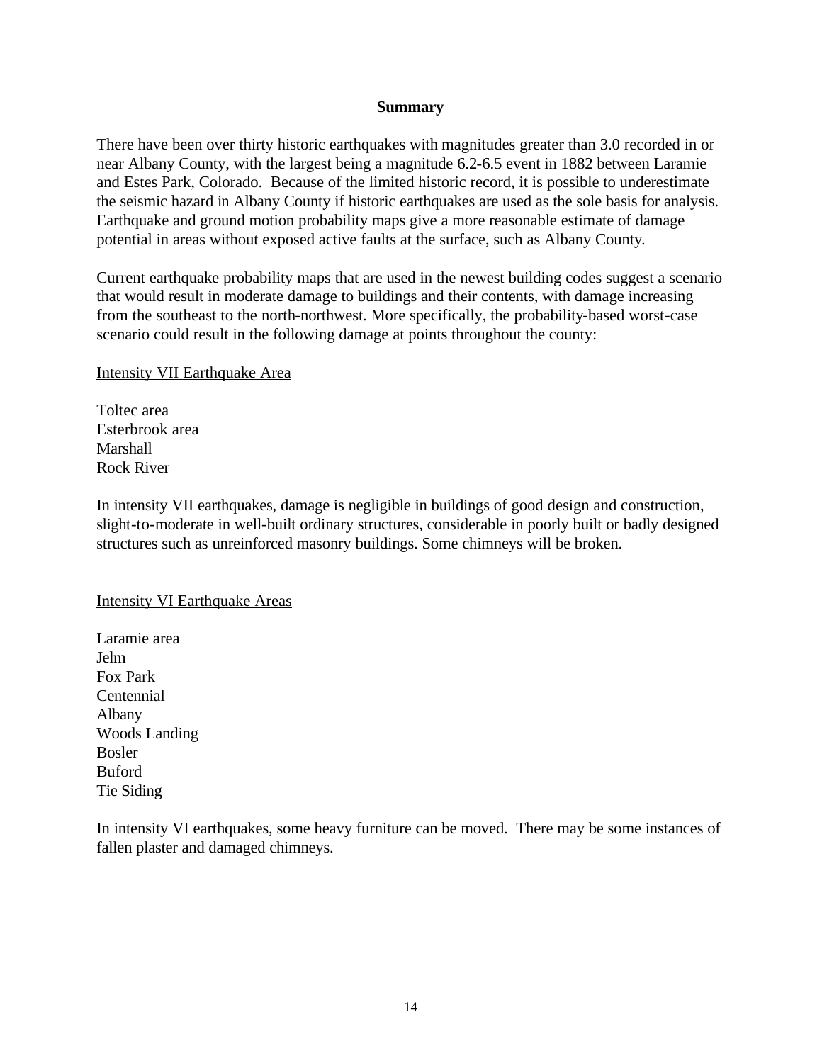## Summary

There have been over thirty historic earthquakes with magnitudes greater than 3.0 recorded in or near Albany County, with the largest being a magnitude 6.2-6.5 event in 1882 between Laramie and Estes Park, Colorado. Because of the limited historic record, it is possible to underestimate the seismic hazard in Albany County if historic earthquakes are used as the sole basis for analysis. Earthquake and ground motion probability maps give a more reasonable estimate of damage potential in areas without exposed active faults at the surface, such as Albany County.

Current earthquake probability maps that are used in the newest building codes suggest a scenario that would result in moderate damage to buildings and their contents, with damage increasing from the southeast to the north-northwest. More specifically, the probability-based worst-case scenario could result in the following damage at points throughout the county:

<u>Intensity VII Earthquake Area</u>

Toltec area
Esterbrook area
Marshall
Rock River

In intensity VII earthquakes, damage is negligible in buildings of good design and construction, slight-to-moderate in well-built ordinary structures, considerable in poorly built or badly designed structures such as unreinforced masonry buildings. Some chimneys will be broken.

<u>Intensity VI Earthquake Areas</u>

Laramie area
Jelm
Fox Park
Centennial
Albany
Woods Landing
Bosler
Buford
Tie Siding

In intensity VI earthquakes, some heavy furniture can be moved. There may be some instances of fallen plaster and damaged chimneys.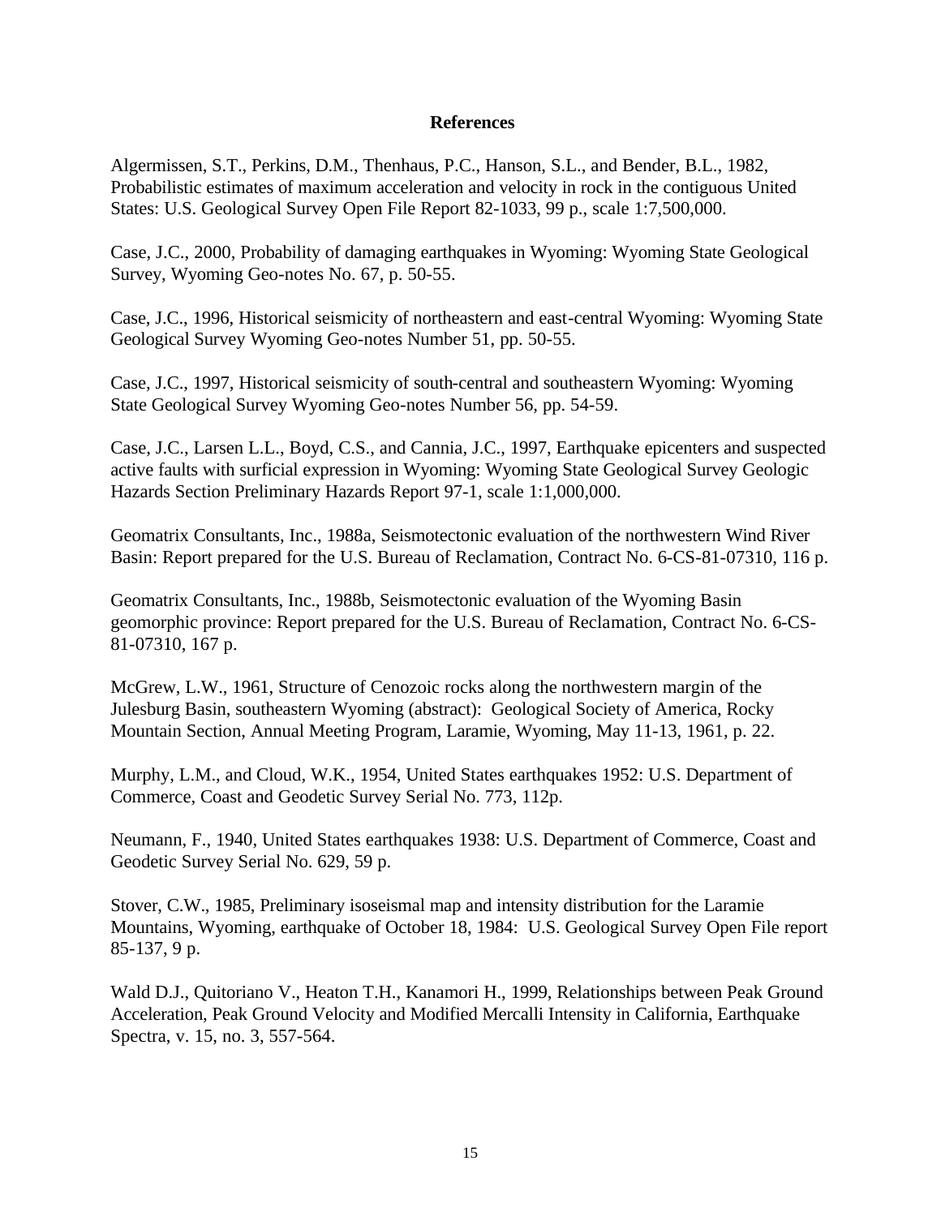## References

Algermissen, S.T., Perkins, D.M., Thenhaus, P.C., Hanson, S.L., and Bender, B.L., 1982, Probabilistic estimates of maximum acceleration and velocity in rock in the contiguous United States: U.S. Geological Survey Open File Report 82-1033, 99 p., scale 1:7,500,000.

Case, J.C., 2000, Probability of damaging earthquakes in Wyoming: Wyoming State Geological Survey, Wyoming Geo-notes No. 67, p. 50-55.

Case, J.C., 1996, Historical seismicity of northeastern and east-central Wyoming: Wyoming State Geological Survey Wyoming Geo-notes Number 51, pp. 50-55.

Case, J.C., 1997, Historical seismicity of south-central and southeastern Wyoming: Wyoming State Geological Survey Wyoming Geo-notes Number 56, pp. 54-59.

Case, J.C., Larsen L.L., Boyd, C.S., and Cannia, J.C., 1997, Earthquake epicenters and suspected active faults with surficial expression in Wyoming: Wyoming State Geological Survey Geologic Hazards Section Preliminary Hazards Report 97-1, scale 1:1,000,000.

Geomatrix Consultants, Inc., 1988a, Seismotectonic evaluation of the northwestern Wind River Basin: Report prepared for the U.S. Bureau of Reclamation, Contract No. 6-CS-81-07310, 116 p.

Geomatrix Consultants, Inc., 1988b, Seismotectonic evaluation of the Wyoming Basin geomorphic province: Report prepared for the U.S. Bureau of Reclamation, Contract No. 6-CS-81-07310, 167 p.

McGrew, L.W., 1961, Structure of Cenozoic rocks along the northwestern margin of the Julesburg Basin, southeastern Wyoming (abstract): Geological Society of America, Rocky Mountain Section, Annual Meeting Program, Laramie, Wyoming, May 11-13, 1961, p. 22.

Murphy, L.M., and Cloud, W.K., 1954, United States earthquakes 1952: U.S. Department of Commerce, Coast and Geodetic Survey Serial No. 773, 112p.

Neumann, F., 1940, United States earthquakes 1938: U.S. Department of Commerce, Coast and Geodetic Survey Serial No. 629, 59 p.

Stover, C.W., 1985, Preliminary isoseismal map and intensity distribution for the Laramie Mountains, Wyoming, earthquake of October 18, 1984: U.S. Geological Survey Open File report 85-137, 9 p.

Wald D.J., Quitoriano V., Heaton T.H., Kanamori H., 1999, Relationships between Peak Ground Acceleration, Peak Ground Velocity and Modified Mercalli Intensity in California, Earthquake Spectra, v. 15, no. 3, 557-564.